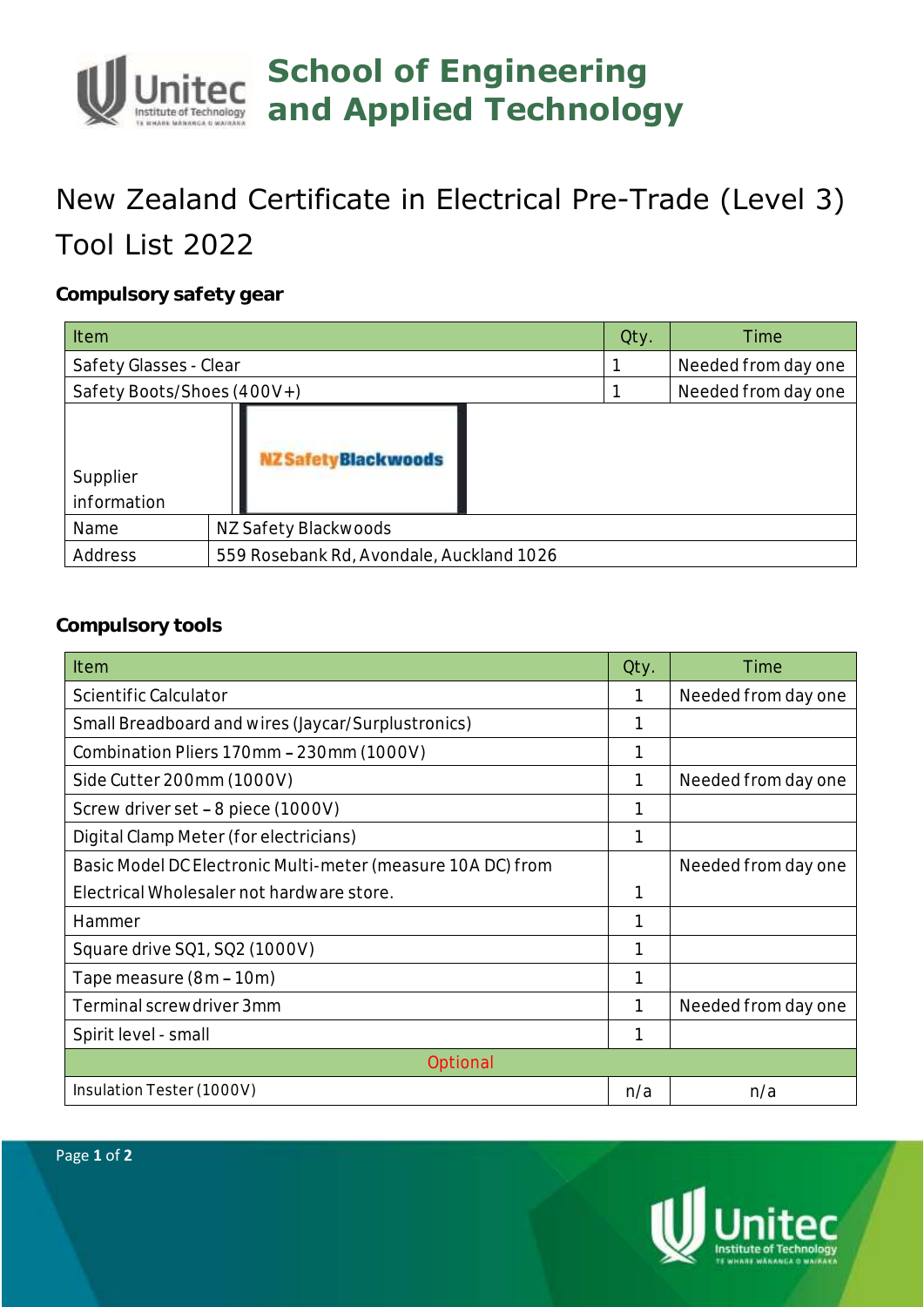# School of Engineering and Applied Technology

# New Zealand Certificate in Electrical Pre-Trade (Level 3) Tool List 2022

### Compulsory safety gear

| Item | Qty. | Time |
|---|---|---|
| Safety Glasses - Clear | 1 | Needed from day one |
| Safety Boots/Shoes (400V+) | 1 | Needed from day one |
| Supplier information | NZ Safety Blackwoods | |
| Name | NZ Safety Blackwoods | |
| Address | 559 Rosebank Rd, Avondale, Auckland 1026 | |

### Compulsory tools

| Item | Qty. | Time |
|---|---|---|
| Scientific Calculator | 1 | Needed from day one |
| Small Breadboard and wires (Jaycar/Surplustronics) | 1 | |
| Combination Pliers 170mm – 230mm (1000V) | 1 | |
| Side Cutter 200mm (1000V) | 1 | Needed from day one |
| Screw driver set – 8 piece (1000V) | 1 | |
| Digital Clamp Meter (for electricians) | 1 | |
| Basic Model DC Electronic Multi-meter (measure 10A DC) from Electrical Wholesaler not hardware store. | 1 | Needed from day one |
| Hammer | 1 | |
| Square drive SQ1, SQ2 (1000V) | 1 | |
| Tape measure (8m – 10m) | 1 | |
| Terminal screwdriver 3mm | 1 | Needed from day one |
| Spirit level - small | 1 | |
| Optional | | |
| Insulation Tester (1000V) | n/a | n/a |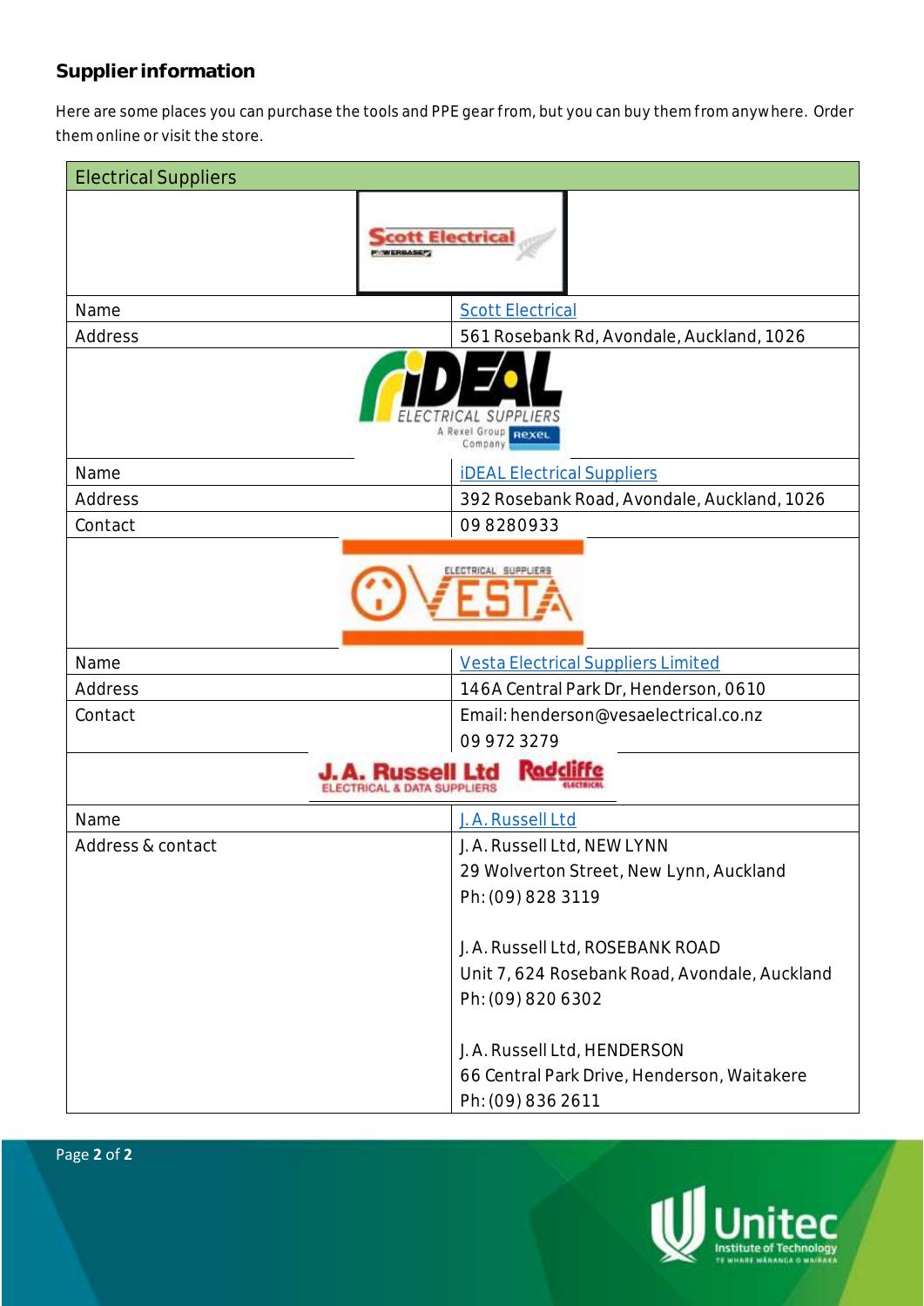## Supplier information

Here are some places you can purchase the tools and PPE gear from, but you can buy them from anywhere. Order them online or visit the store.

| Electrical Suppliers | |
|---|---|
| Name | Scott Electrical |
| Address | 561 Rosebank Rd, Avondale, Auckland, 1026 |
| Name | iDEAL Electrical Suppliers |
| Address | 392 Rosebank Road, Avondale, Auckland, 1026 |
| Contact | 09 8280933 |
| Name | Vesta Electrical Suppliers Limited |
| Address | 146A Central Park Dr, Henderson, 0610 |
| Contact | Email: henderson@vesaelectrical.co.nz<br>09 972 3279 |
| Name | J. A. Russell Ltd |
| Address & contact | J. A. Russell Ltd, NEW LYNN<br>29 Wolverton Street, New Lynn, Auckland<br>Ph: (09) 828 3119<br><br>J. A. Russell Ltd, ROSEBANK ROAD<br>Unit 7, 624 Rosebank Road, Avondale, Auckland<br>Ph: (09) 820 6302<br><br>J. A. Russell Ltd, HENDERSON<br>66 Central Park Drive, Henderson, Waitakere<br>Ph: (09) 836 2611 |